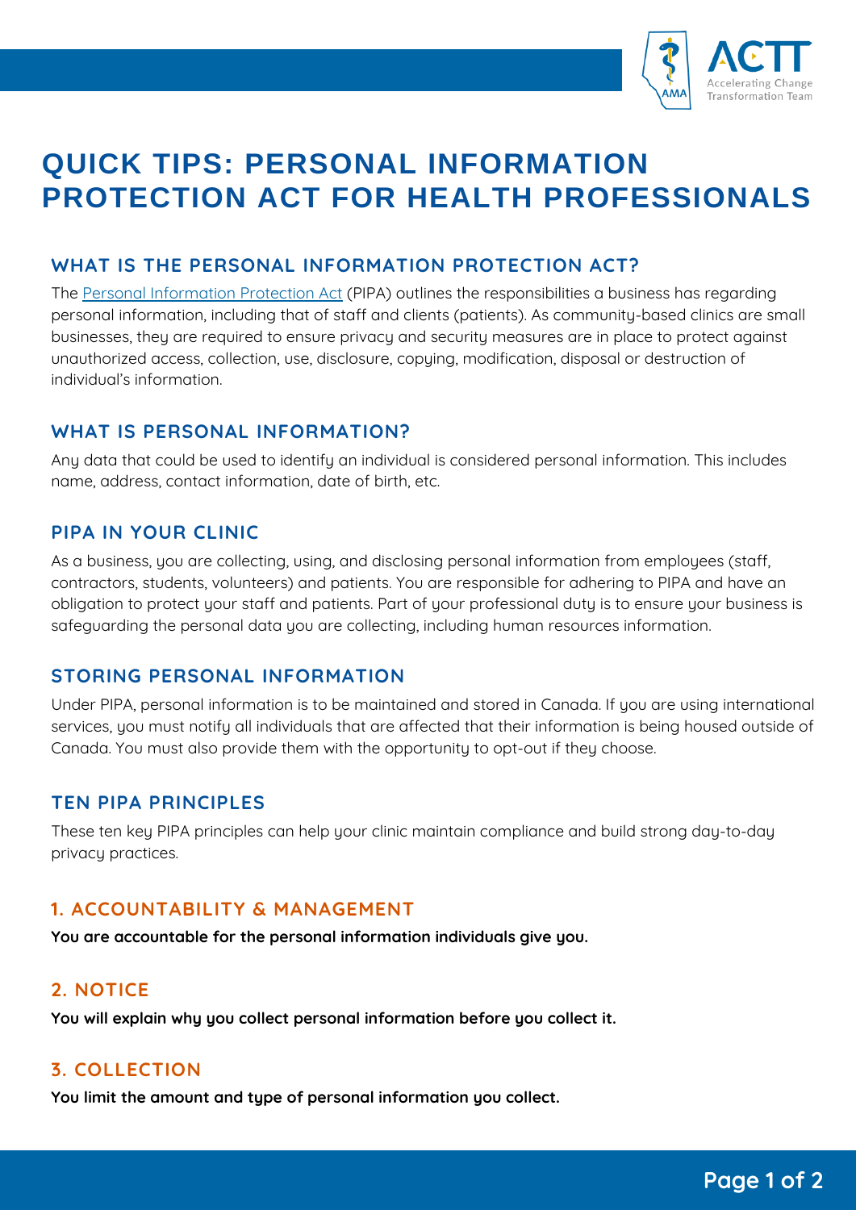# QUICK TIPS: PERSONAL INFORMATION PROTECTION ACT FOR HEALTH PROFESSIONALS

## WHAT IS THE PERSONAL INFORMATION PROTECTION ACT?

The Personal Information Protection Act (PIPA) outlines the responsibilities a business has regarding personal information, including that of staff and clients (patients). As community-based clinics are small businesses, they are required to ensure privacy and security measures are in place to protect against unauthorized access, collection, use, disclosure, copying, modification, disposal or destruction of individual's information.

## WHAT IS PERSONAL INFORMATION?

Any data that could be used to identify an individual is considered personal information. This includes name, address, contact information, date of birth, etc.

## PIPA IN YOUR CLINIC

As a business, you are collecting, using, and disclosing personal information from employees (staff, contractors, students, volunteers) and patients. You are responsible for adhering to PIPA and have an obligation to protect your staff and patients. Part of your professional duty is to ensure your business is safeguarding the personal data you are collecting, including human resources information.

## STORING PERSONAL INFORMATION

Under PIPA, personal information is to be maintained and stored in Canada. If you are using international services, you must notify all individuals that are affected that their information is being housed outside of Canada. You must also provide them with the opportunity to opt-out if they choose.

## TEN PIPA PRINCIPLES

These ten key PIPA principles can help your clinic maintain compliance and build strong day-to-day privacy practices.

### 1. ACCOUNTABILITY & MANAGEMENT

**You are accountable for the personal information individuals give you.**

### 2. NOTICE

**You will explain why you collect personal information before you collect it.**

### 3. COLLECTION

**You limit the amount and type of personal information you collect.**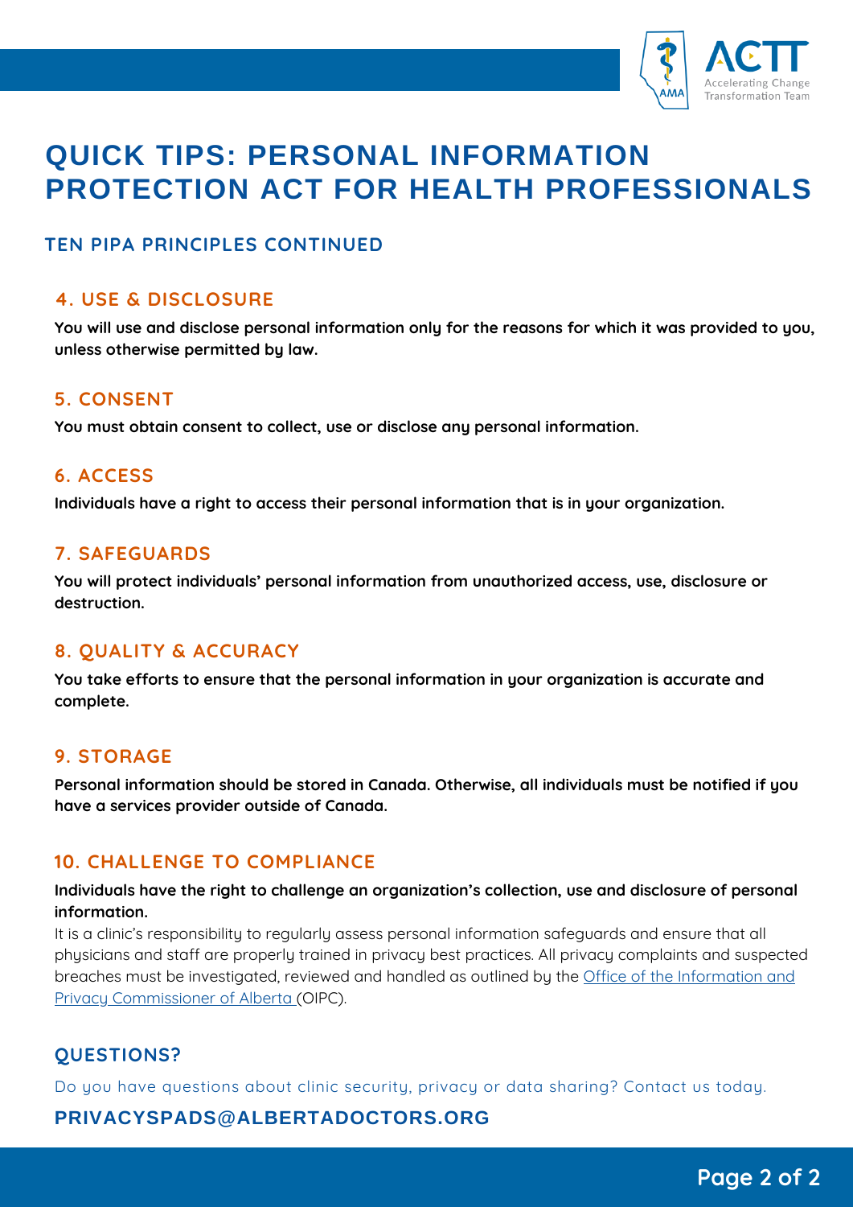# QUICK TIPS: PERSONAL INFORMATION PROTECTION ACT FOR HEALTH PROFESSIONALS

## TEN PIPA PRINCIPLES CONTINUED

### 4. USE & DISCLOSURE

**You will use and disclose personal information only for the reasons for which it was provided to you, unless otherwise permitted by law.**

### 5. CONSENT

**You must obtain consent to collect, use or disclose any personal information.**

### 6. ACCESS

**Individuals have a right to access their personal information that is in your organization.**

### 7. SAFEGUARDS

**You will protect individuals' personal information from unauthorized access, use, disclosure or destruction.**

### 8. QUALITY & ACCURACY

**You take efforts to ensure that the personal information in your organization is accurate and complete.**

### 9. STORAGE

**Personal information should be stored in Canada. Otherwise, all individuals must be notified if you have a services provider outside of Canada.**

### 10. CHALLENGE TO COMPLIANCE

**Individuals have the right to challenge an organization's collection, use and disclosure of personal information.**

It is a clinic's responsibility to regularly assess personal information safeguards and ensure that all physicians and staff are properly trained in privacy best practices. All privacy complaints and suspected breaches must be investigated, reviewed and handled as outlined by the Office of the Information and Privacy Commissioner of Alberta (OIPC).

## QUESTIONS?

Do you have questions about clinic security, privacy or data sharing? Contact us today.

**PRIVACYSPADS@ALBERTADOCTORS.ORG**